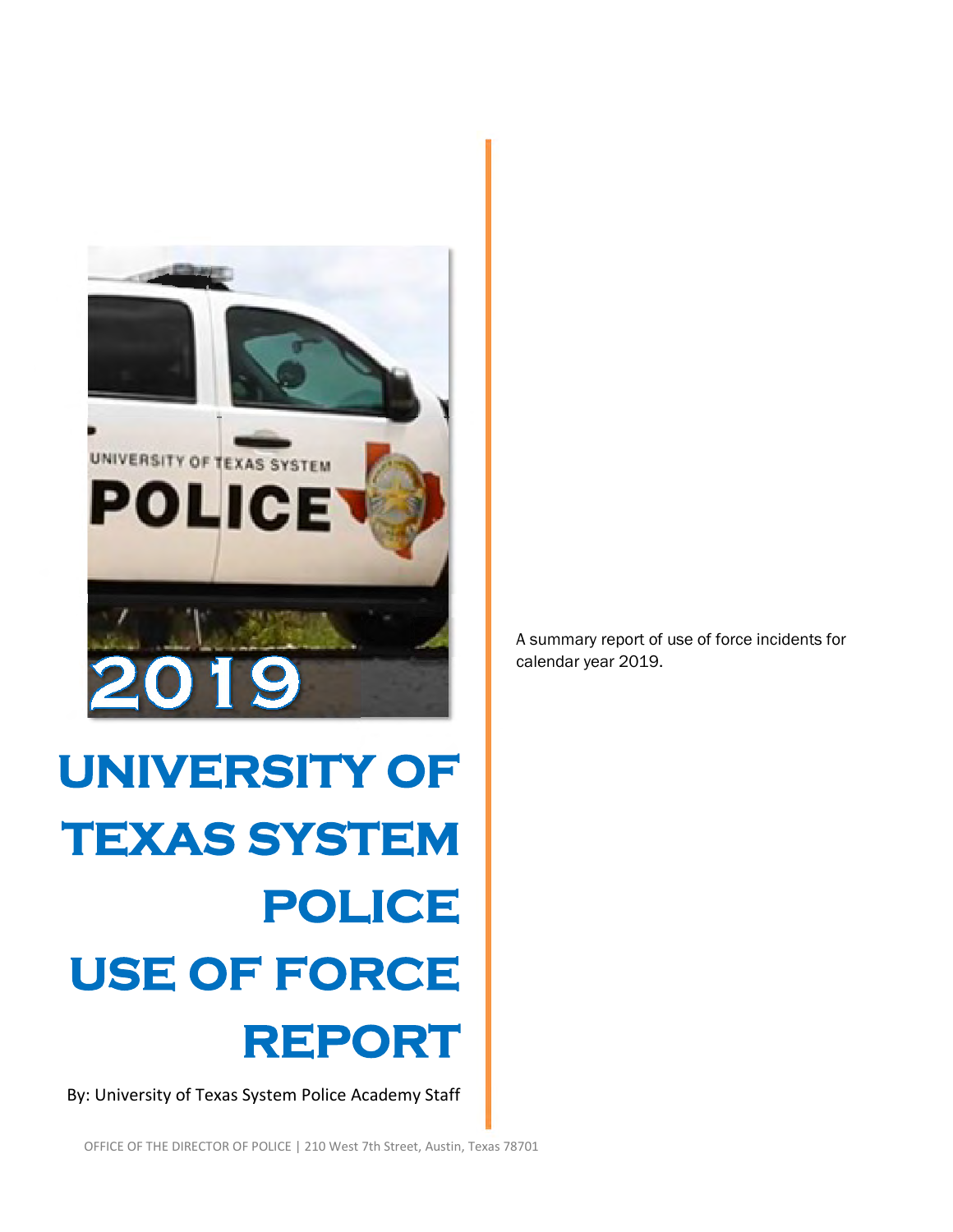# UNIVERSITY OF TEXAS SYSTEM POLICE USE OF FORCE REPORT

By: University of Texas System Police Academy Staff

A summary report of use of force incidents for calendar year 2019.

OFFICE OF THE DIRECTOR OF POLICE | 210 West 7th Street, Austin, Texas 78701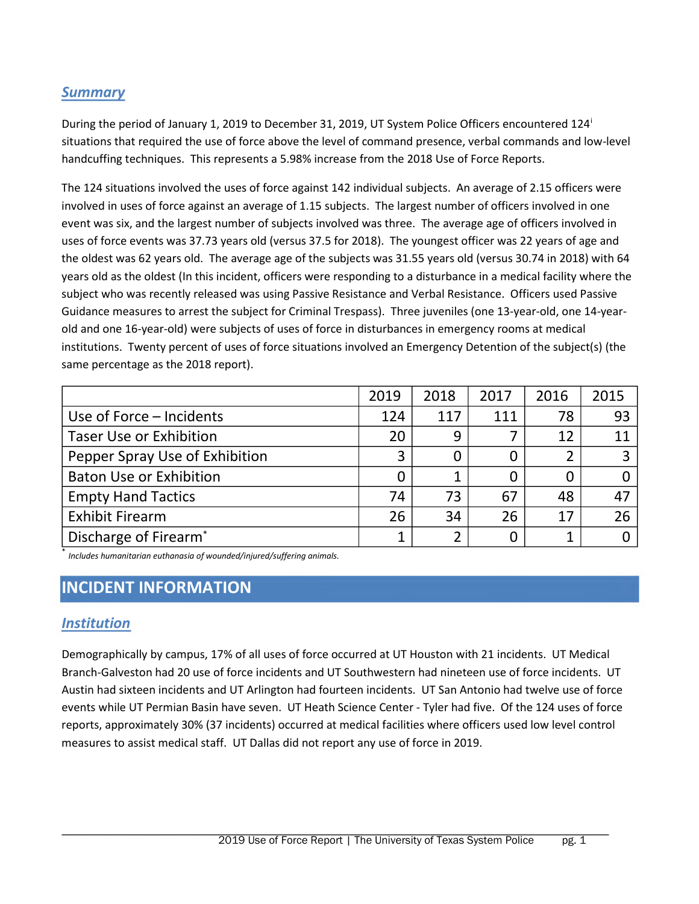## *Summary*

During the period of January 1, 2019 to December 31, 2019, UT System Police Officers encountered 124[i] situations that required the use of force above the level of command presence, verbal commands and low-level handcuffing techniques. This represents a 5.98% increase from the 2018 Use of Force Reports.

The 124 situations involved the uses of force against 142 individual subjects. An average of 2.15 officers were involved in uses of force against an average of 1.15 subjects. The largest number of officers involved in one event was six, and the largest number of subjects involved was three. The average age of officers involved in uses of force events was 37.73 years old (versus 37.5 for 2018). The youngest officer was 22 years of age and the oldest was 62 years old. The average age of the subjects was 31.55 years old (versus 30.74 in 2018) with 64 years old as the oldest (In this incident, officers were responding to a disturbance in a medical facility where the subject who was recently released was using Passive Resistance and Verbal Resistance. Officers used Passive Guidance measures to arrest the subject for Criminal Trespass). Three juveniles (one 13-year-old, one 14-year-old and one 16-year-old) were subjects of uses of force in disturbances in emergency rooms at medical institutions. Twenty percent of uses of force situations involved an Emergency Detention of the subject(s) (the same percentage as the 2018 report).

| | 2019 | 2018 | 2017 | 2016 | 2015 |
|---|---|---|---|---|---|
| Use of Force – Incidents | 124 | 117 | 111 | 78 | 93 |
| Taser Use or Exhibition | 20 | 9 | 7 | 12 | 11 |
| Pepper Spray Use of Exhibition | 3 | 0 | 0 | 2 | 3 |
| Baton Use or Exhibition | 0 | 1 | 0 | 0 | 0 |
| Empty Hand Tactics | 74 | 73 | 67 | 48 | 47 |
| Exhibit Firearm | 26 | 34 | 26 | 17 | 26 |
| Discharge of Firearm* | 1 | 2 | 0 | 1 | 0 |

\* *Includes humanitarian euthanasia of wounded/injured/suffering animals.*

# INCIDENT INFORMATION

## *Institution*

Demographically by campus, 17% of all uses of force occurred at UT Houston with 21 incidents. UT Medical Branch-Galveston had 20 use of force incidents and UT Southwestern had nineteen use of force incidents. UT Austin had sixteen incidents and UT Arlington had fourteen incidents. UT San Antonio had twelve use of force events while UT Permian Basin have seven. UT Heath Science Center - Tyler had five. Of the 124 uses of force reports, approximately 30% (37 incidents) occurred at medical facilities where officers used low level control measures to assist medical staff. UT Dallas did not report any use of force in 2019.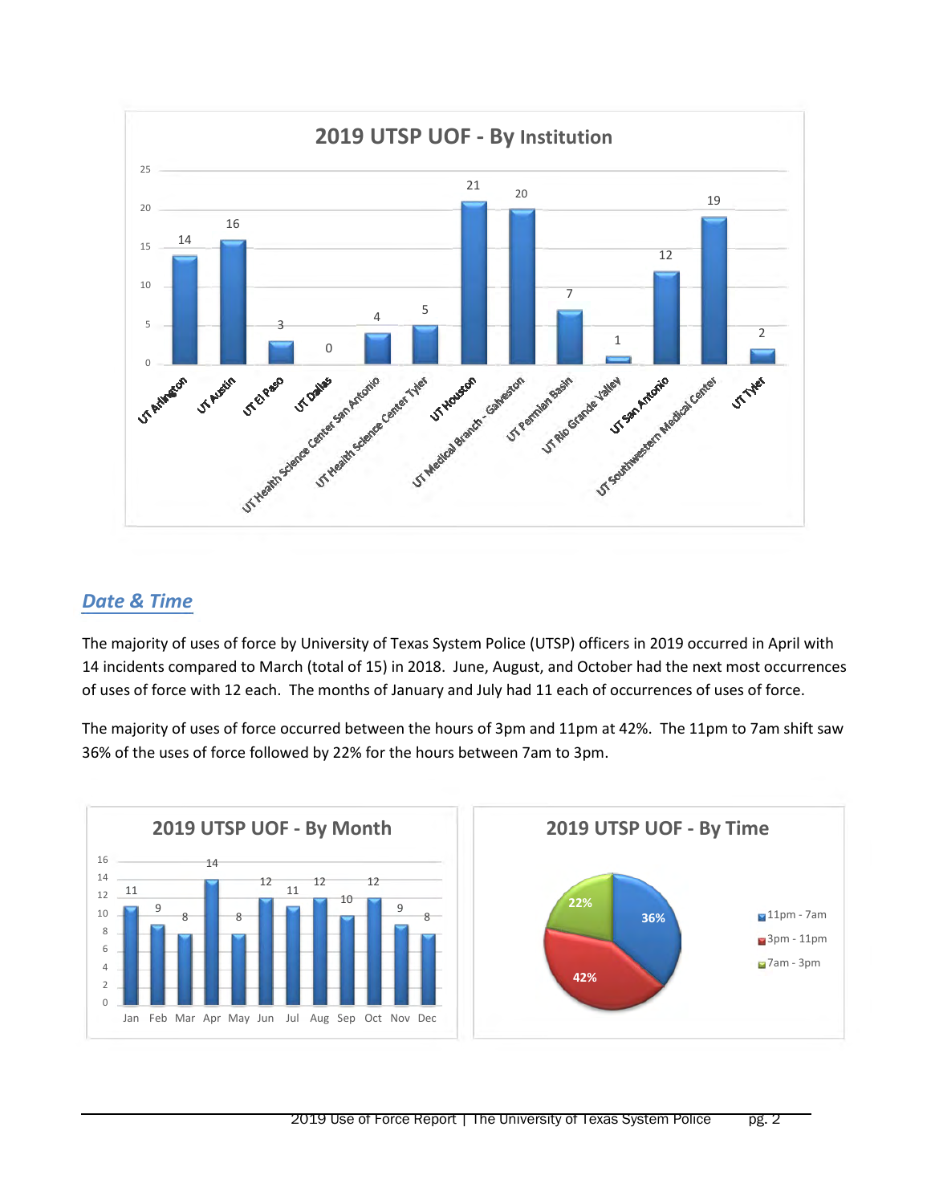## 2019 UTSP UOF - By Institution

| Institution | Uses of Force |
|---|---|
| UT Arlington | 14 |
| UT Austin | 16 |
| UT El Paso | 3 |
| UT Dallas | 0 |
| UT Health Science Center San Antonio | 4 |
| UT Health Science Center Tyler | 5 |
| UT Houston | 21 |
| UT Medical Branch - Galveston | 20 |
| UT Permian Basin | 7 |
| UT Rio Grande Valley | 1 |
| UT San Antonio | 12 |
| UT Southwestern Medical Center | 19 |
| UT Tyler | 2 |

## *Date & Time*

The majority of uses of force by University of Texas System Police (UTSP) officers in 2019 occurred in April with 14 incidents compared to March (total of 15) in 2018. June, August, and October had the next most occurrences of uses of force with 12 each. The months of January and July had 11 each of occurrences of uses of force.

The majority of uses of force occurred between the hours of 3pm and 11pm at 42%. The 11pm to 7am shift saw 36% of the uses of force followed by 22% for the hours between 7am to 3pm.

## 2019 UTSP UOF - By Month

| Month | Jan | Feb | Mar | Apr | May | Jun | Jul | Aug | Sep | Oct | Nov | Dec |
|---|---|---|---|---|---|---|---|---|---|---|---|---|
| Uses of Force | 11 | 9 | 8 | 14 | 8 | 12 | 11 | 12 | 10 | 12 | 9 | 8 |

## 2019 UTSP UOF - By Time

| Time | Percentage |
|---|---|
| 11pm - 7am | 36% |
| 3pm - 11pm | 42% |
| 7am - 3pm | 22% |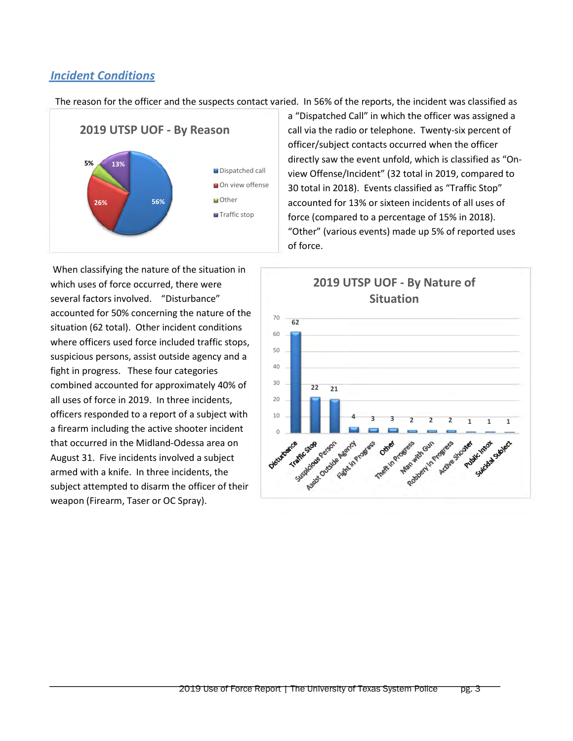## *Incident Conditions*

The reason for the officer and the suspects contact varied. In 56% of the reports, the incident was classified as a "Dispatched Call" in which the officer was assigned a call via the radio or telephone. Twenty-six percent of officer/subject contacts occurred when the officer directly saw the event unfold, which is classified as "On-view Offense/Incident" (32 total in 2019, compared to 30 total in 2018). Events classified as "Traffic Stop" accounted for 13% or sixteen incidents of all uses of force (compared to a percentage of 15% in 2018). "Other" (various events) made up 5% of reported uses of force.

**2019 UTSP UOF - By Reason**

| Reason | Percentage |
| --- | --- |
| Dispatched call | 56% |
| On view offense | 26% |
| Other | 5% |
| Traffic stop | 13% |

When classifying the nature of the situation in which uses of force occurred, there were several factors involved. "Disturbance" accounted for 50% concerning the nature of the situation (62 total). Other incident conditions where officers used force included traffic stops, suspicious persons, assist outside agency and a fight in progress. These four categories combined accounted for approximately 40% of all uses of force in 2019. In three incidents, officers responded to a report of a subject with a firearm including the active shooter incident that occurred in the Midland-Odessa area on August 31. Five incidents involved a subject armed with a knife. In three incidents, the subject attempted to disarm the officer of their weapon (Firearm, Taser or OC Spray).

**2019 UTSP UOF - By Nature of Situation**

| Nature of Situation | Count |
| --- | --- |
| Disturbance | 62 |
| Traffic Stop | 22 |
| Suspicious Person | 21 |
| Assist Outside Agency | 4 |
| Fight in Progress | 3 |
| Other | 3 |
| Theft in Progress | 2 |
| Man with Gun | 2 |
| Robbery in Progress | 2 |
| Active Shooter | 1 |
| Public Intox | 1 |
| Suicidal Subject | 1 |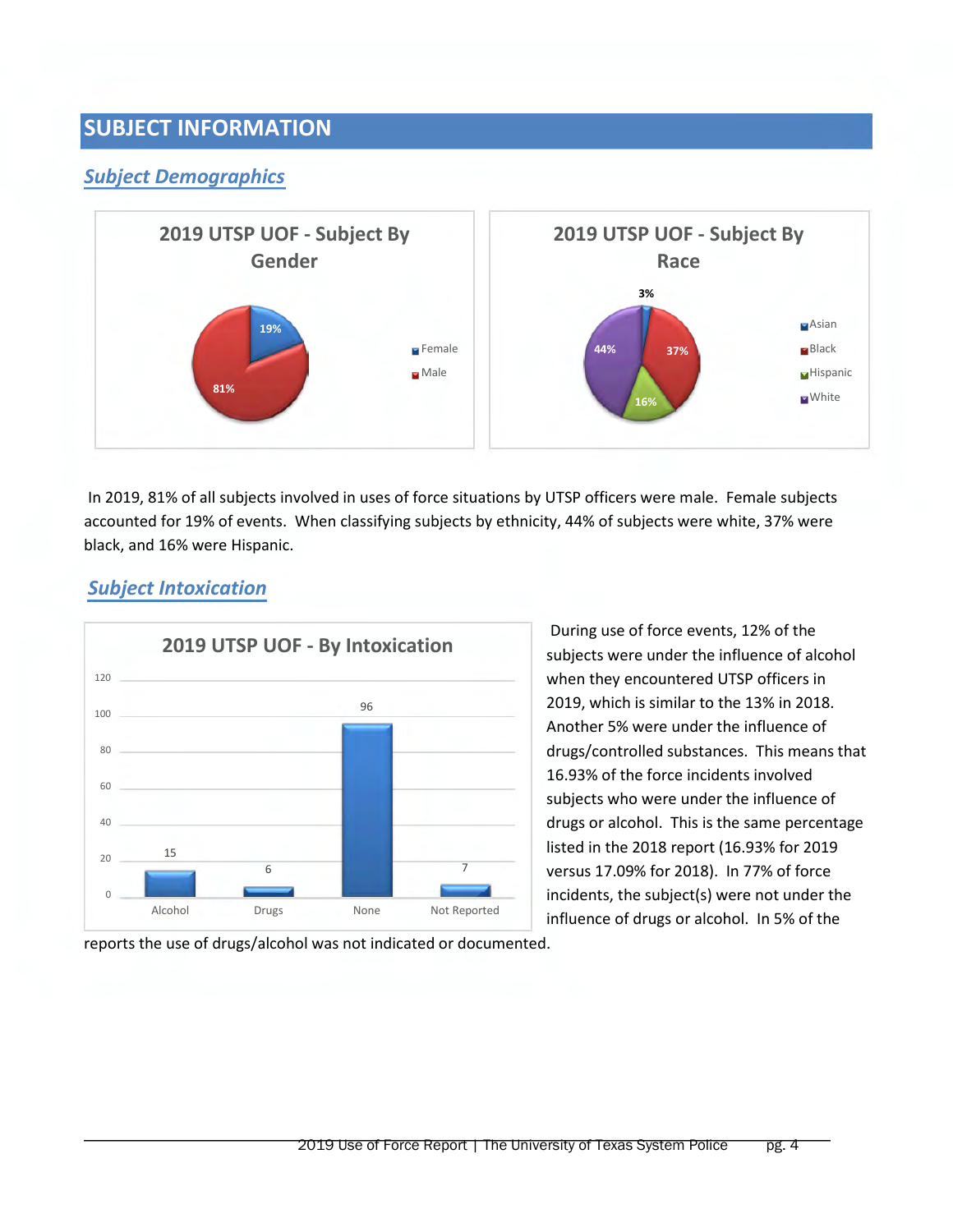## SUBJECT INFORMATION

### *Subject Demographics*

**2019 UTSP UOF - Subject By Gender**

| Gender | Percent |
|---|---|
| Female | 19% |
| Male | 81% |

**2019 UTSP UOF - Subject By Race**

| Race | Percent |
|---|---|
| Asian | 3% |
| Black | 37% |
| Hispanic | 16% |
| White | 44% |

In 2019, 81% of all subjects involved in uses of force situations by UTSP officers were male. Female subjects accounted for 19% of events. When classifying subjects by ethnicity, 44% of subjects were white, 37% were black, and 16% were Hispanic.

### *Subject Intoxication*

**2019 UTSP UOF - By Intoxication**

| Alcohol | Drugs | None | Not Reported |
|---|---|---|---|
| 15 | 6 | 96 | 7 |

During use of force events, 12% of the subjects were under the influence of alcohol when they encountered UTSP officers in 2019, which is similar to the 13% in 2018. Another 5% were under the influence of drugs/controlled substances. This means that 16.93% of the force incidents involved subjects who were under the influence of drugs or alcohol. This is the same percentage listed in the 2018 report (16.93% for 2019 versus 17.09% for 2018). In 77% of force incidents, the subject(s) were not under the influence of drugs or alcohol. In 5% of the reports the use of drugs/alcohol was not indicated or documented.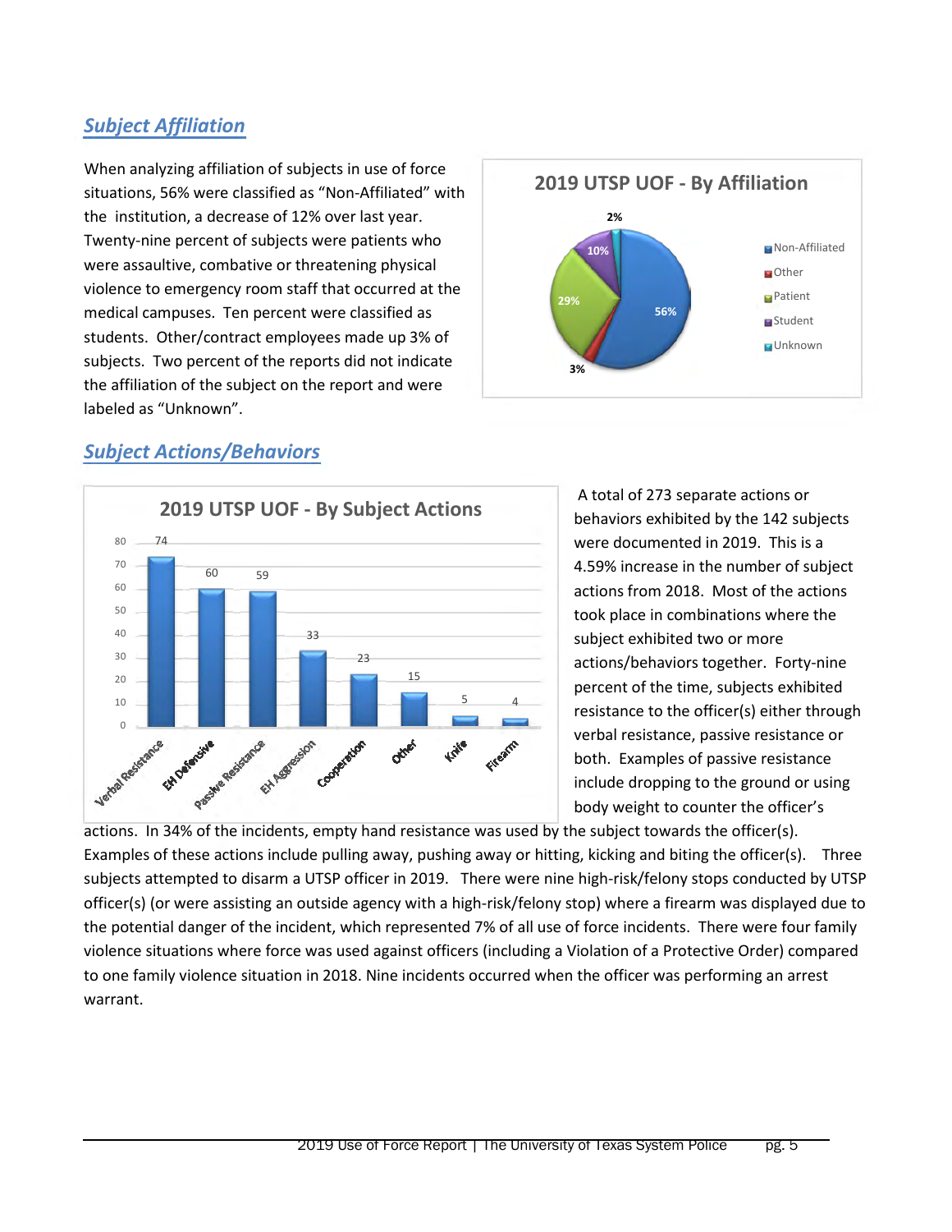## *Subject Affiliation*

When analyzing affiliation of subjects in use of force situations, 56% were classified as "Non-Affiliated" with the institution, a decrease of 12% over last year. Twenty-nine percent of subjects were patients who were assaultive, combative or threatening physical violence to emergency room staff that occurred at the medical campuses. Ten percent were classified as students. Other/contract employees made up 3% of subjects. Two percent of the reports did not indicate the affiliation of the subject on the report and were labeled as "Unknown".

**2019 UTSP UOF - By Affiliation**

| Affiliation | Percent |
|---|---|
| Non-Affiliated | 56% |
| Other | 3% |
| Patient | 29% |
| Student | 10% |
| Unknown | 2% |

## *Subject Actions/Behaviors*

**2019 UTSP UOF - By Subject Actions**

| Subject Action | Count |
|---|---|
| Verbal Resistance | 74 |
| EH Defensive | 60 |
| Passive Resistance | 59 |
| EH Aggression | 33 |
| Cooperation | 23 |
| Other | 15 |
| Knife | 5 |
| Firearm | 4 |

A total of 273 separate actions or behaviors exhibited by the 142 subjects were documented in 2019. This is a 4.59% increase in the number of subject actions from 2018. Most of the actions took place in combinations where the subject exhibited two or more actions/behaviors together. Forty-nine percent of the time, subjects exhibited resistance to the officer(s) either through verbal resistance, passive resistance or both. Examples of passive resistance include dropping to the ground or using body weight to counter the officer's actions. In 34% of the incidents, empty hand resistance was used by the subject towards the officer(s). Examples of these actions include pulling away, pushing away or hitting, kicking and biting the officer(s). Three subjects attempted to disarm a UTSP officer in 2019. There were nine high-risk/felony stops conducted by UTSP officer(s) (or were assisting an outside agency with a high-risk/felony stop) where a firearm was displayed due to the potential danger of the incident, which represented 7% of all use of force incidents. There were four family violence situations where force was used against officers (including a Violation of a Protective Order) compared to one family violence situation in 2018. Nine incidents occurred when the officer was performing an arrest warrant.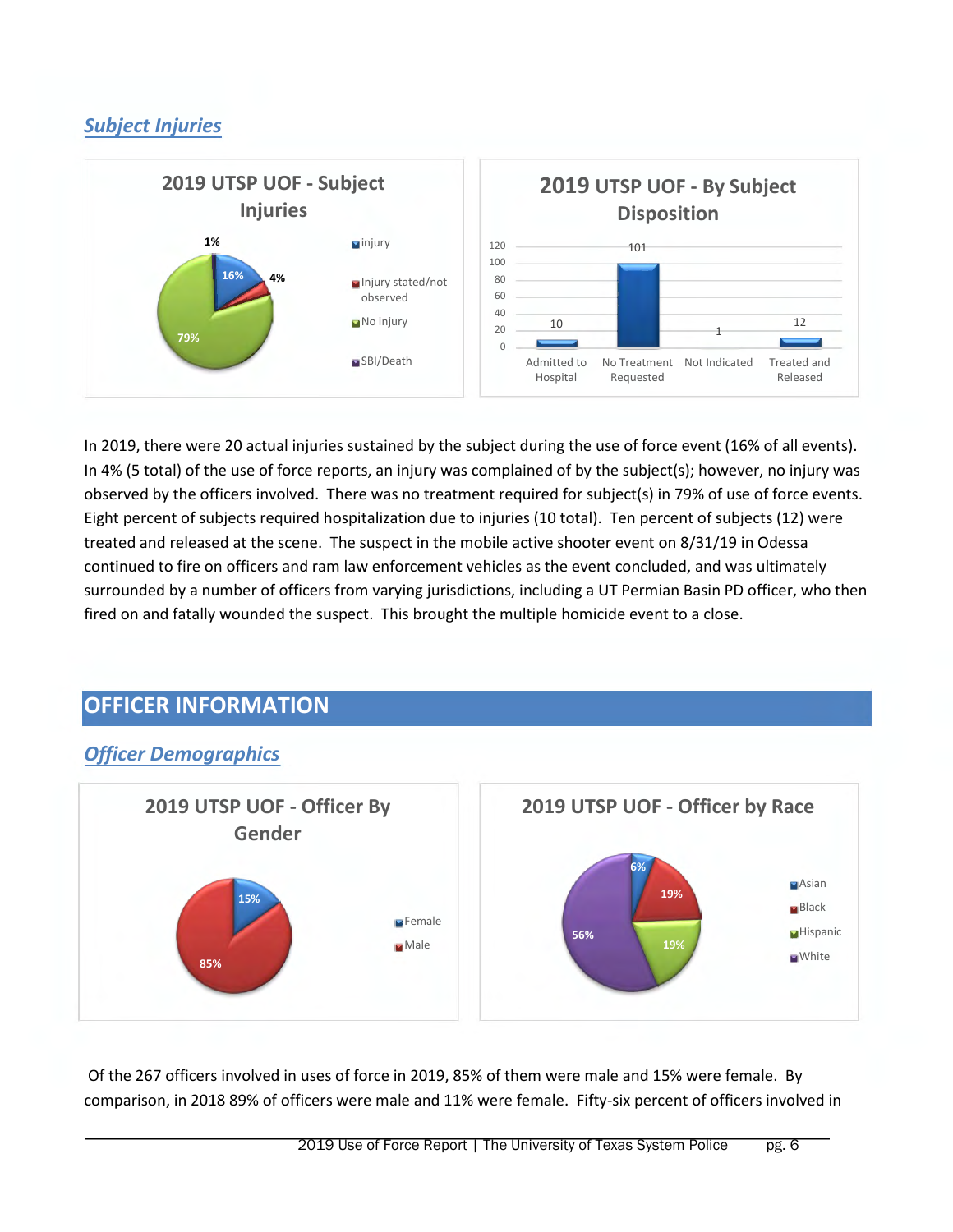## *Subject Injuries*

**2019 UTSP UOF - Subject Injuries**

| Category | Percent |
|---|---|
| injury | 16% |
| Injury stated/not observed | 4% |
| No injury | 79% |
| SBI/Death | 1% |

**2019 UTSP UOF - By Subject Disposition**

| Disposition | Count |
|---|---|
| Admitted to Hospital | 10 |
| No Treatment Requested | 101 |
| Not Indicated | 1 |
| Treated and Released | 12 |

In 2019, there were 20 actual injuries sustained by the subject during the use of force event (16% of all events). In 4% (5 total) of the use of force reports, an injury was complained of by the subject(s); however, no injury was observed by the officers involved. There was no treatment required for subject(s) in 79% of use of force events. Eight percent of subjects required hospitalization due to injuries (10 total). Ten percent of subjects (12) were treated and released at the scene. The suspect in the mobile active shooter event on 8/31/19 in Odessa continued to fire on officers and ram law enforcement vehicles as the event concluded, and was ultimately surrounded by a number of officers from varying jurisdictions, including a UT Permian Basin PD officer, who then fired on and fatally wounded the suspect. This brought the multiple homicide event to a close.

# OFFICER INFORMATION

## *Officer Demographics*

**2019 UTSP UOF - Officer By Gender**

| Gender | Percent |
|---|---|
| Female | 15% |
| Male | 85% |

**2019 UTSP UOF - Officer by Race**

| Race | Percent |
|---|---|
| Asian | 6% |
| Black | 19% |
| Hispanic | 19% |
| White | 56% |

Of the 267 officers involved in uses of force in 2019, 85% of them were male and 15% were female. By comparison, in 2018 89% of officers were male and 11% were female. Fifty-six percent of officers involved in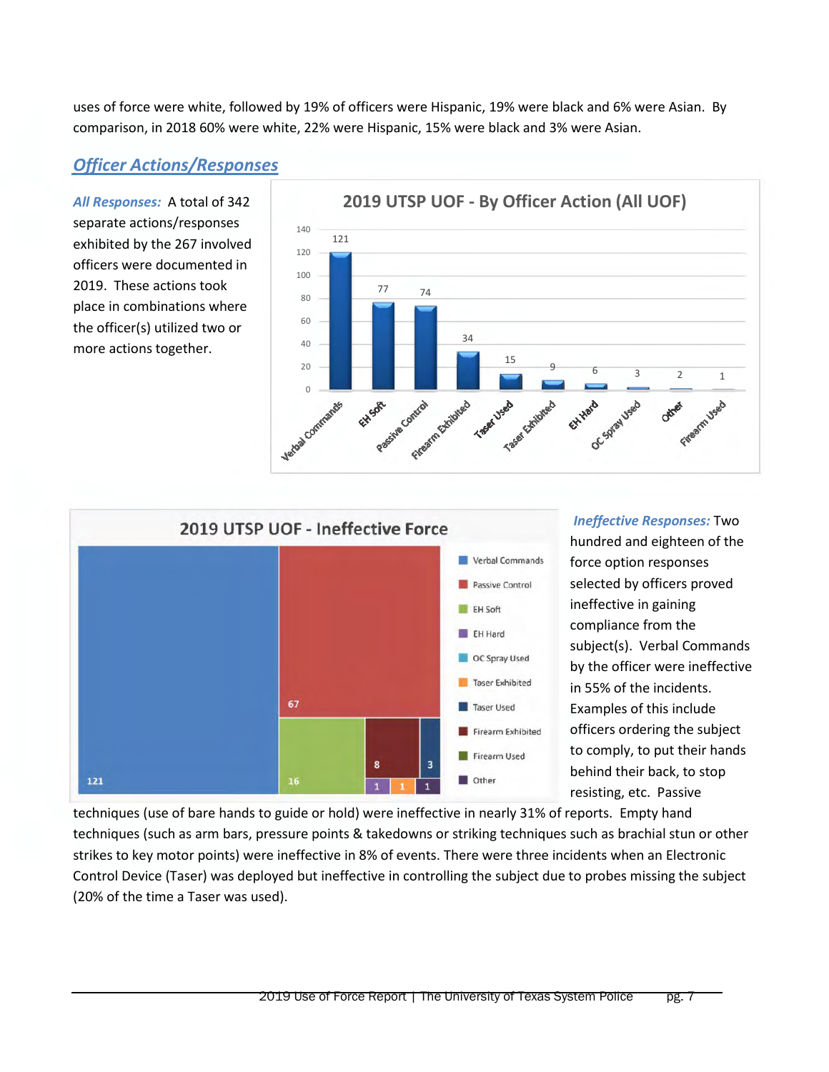uses of force were white, followed by 19% of officers were Hispanic, 19% were black and 6% were Asian. By comparison, in 2018 60% were white, 22% were Hispanic, 15% were black and 3% were Asian.

## *Officer Actions/Responses*

***All Responses:*** A total of 342 separate actions/responses exhibited by the 267 involved officers were documented in 2019. These actions took place in combinations where the officer(s) utilized two or more actions together.

**2019 UTSP UOF - By Officer Action (All UOF)**

| Action | Count |
|---|---|
| Verbal Commands | 121 |
| EH Soft | 77 |
| Passive Control | 74 |
| Firearm Exhibited | 34 |
| Taser Used | 15 |
| Taser Exhibited | 9 |
| EH Hard | 6 |
| OC Spray Used | 3 |
| Other | 2 |
| Firearm Used | 1 |

**2019 UTSP UOF - Ineffective Force**

| Action | Count |
|---|---|
| Verbal Commands | 121 |
| Passive Control | 67 |
| EH Soft | 16 |
| EH Hard | 1 |
| Taser Exhibited | 1 |
| Taser Used | 3 |
| Firearm Exhibited | 8 |
| Other | 1 |

***Ineffective Responses:*** Two hundred and eighteen of the force option responses selected by officers proved ineffective in gaining compliance from the subject(s). Verbal Commands by the officer were ineffective in 55% of the incidents. Examples of this include officers ordering the subject to comply, to put their hands behind their back, to stop resisting, etc. Passive techniques (use of bare hands to guide or hold) were ineffective in nearly 31% of reports. Empty hand techniques (such as arm bars, pressure points & takedowns or striking techniques such as brachial stun or other strikes to key motor points) were ineffective in 8% of events. There were three incidents when an Electronic Control Device (Taser) was deployed but ineffective in controlling the subject due to probes missing the subject (20% of the time a Taser was used).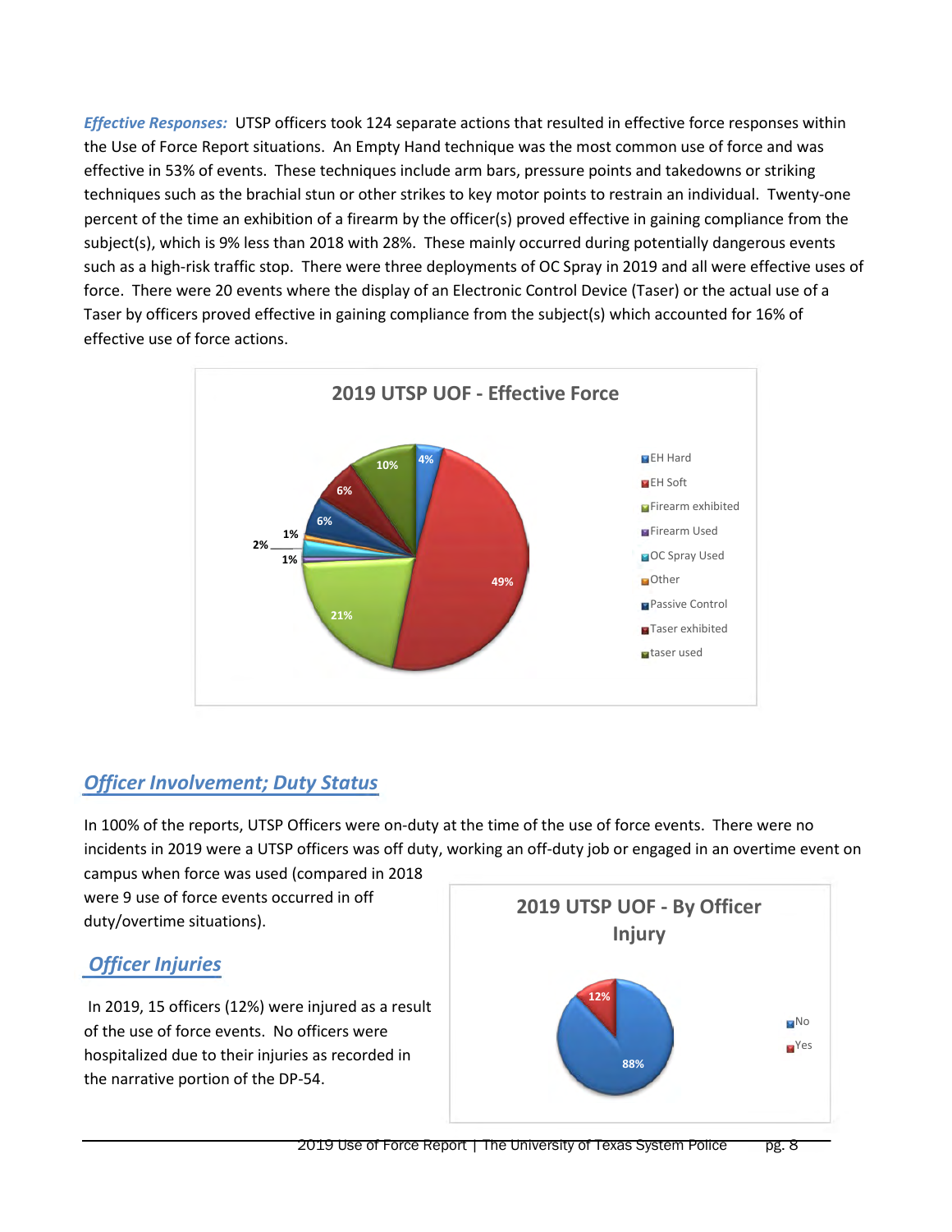***Effective Responses:*** UTSP officers took 124 separate actions that resulted in effective force responses within the Use of Force Report situations. An Empty Hand technique was the most common use of force and was effective in 53% of events. These techniques include arm bars, pressure points and takedowns or striking techniques such as the brachial stun or other strikes to key motor points to restrain an individual. Twenty-one percent of the time an exhibition of a firearm by the officer(s) proved effective in gaining compliance from the subject(s), which is 9% less than 2018 with 28%. These mainly occurred during potentially dangerous events such as a high-risk traffic stop. There were three deployments of OC Spray in 2019 and all were effective uses of force. There were 20 events where the display of an Electronic Control Device (Taser) or the actual use of a Taser by officers proved effective in gaining compliance from the subject(s) which accounted for 16% of effective use of force actions.

## *Officer Involvement; Duty Status*

In 100% of the reports, UTSP Officers were on-duty at the time of the use of force events. There were no incidents in 2019 were a UTSP officers was off duty, working an off-duty job or engaged in an overtime event on campus when force was used (compared in 2018 were 9 use of force events occurred in off duty/overtime situations).

## *Officer Injuries*

In 2019, 15 officers (12%) were injured as a result of the use of force events. No officers were hospitalized due to their injuries as recorded in the narrative portion of the DP-54.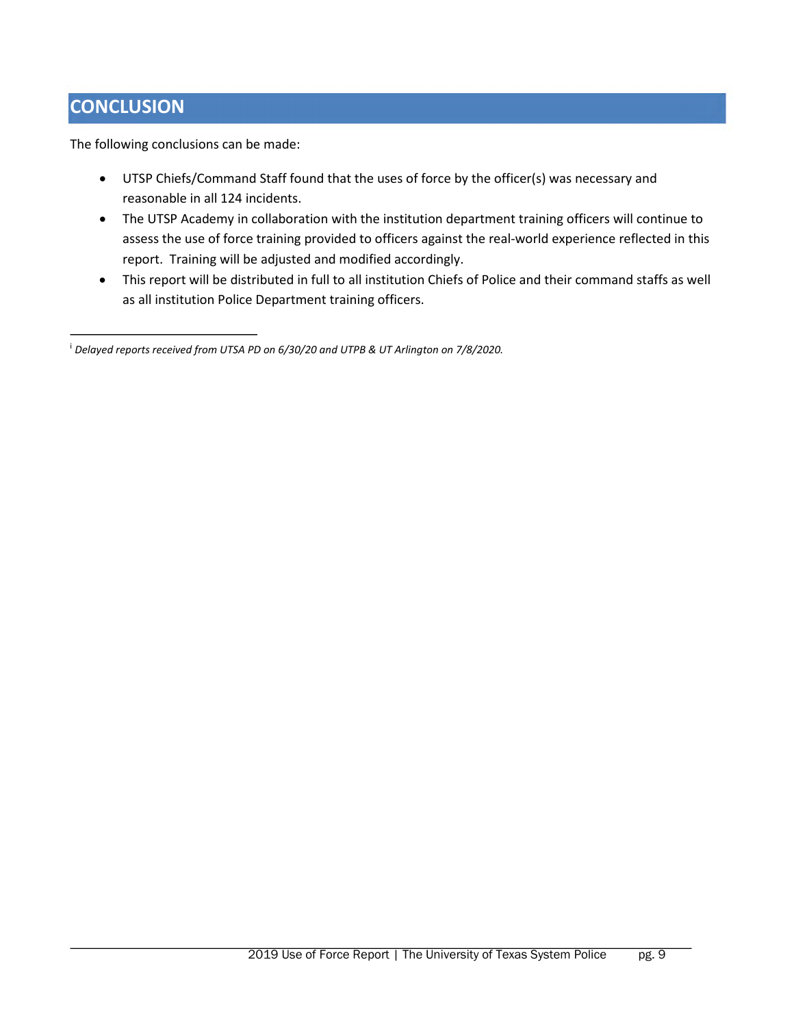## CONCLUSION

The following conclusions can be made:

- UTSP Chiefs/Command Staff found that the uses of force by the officer(s) was necessary and reasonable in all 124 incidents.
- The UTSP Academy in collaboration with the institution department training officers will continue to assess the use of force training provided to officers against the real-world experience reflected in this report. Training will be adjusted and modified accordingly.
- This report will be distributed in full to all institution Chiefs of Police and their command staffs as well as all institution Police Department training officers.

---

[i] *Delayed reports received from UTSA PD on 6/30/20 and UTPB & UT Arlington on 7/8/2020.*